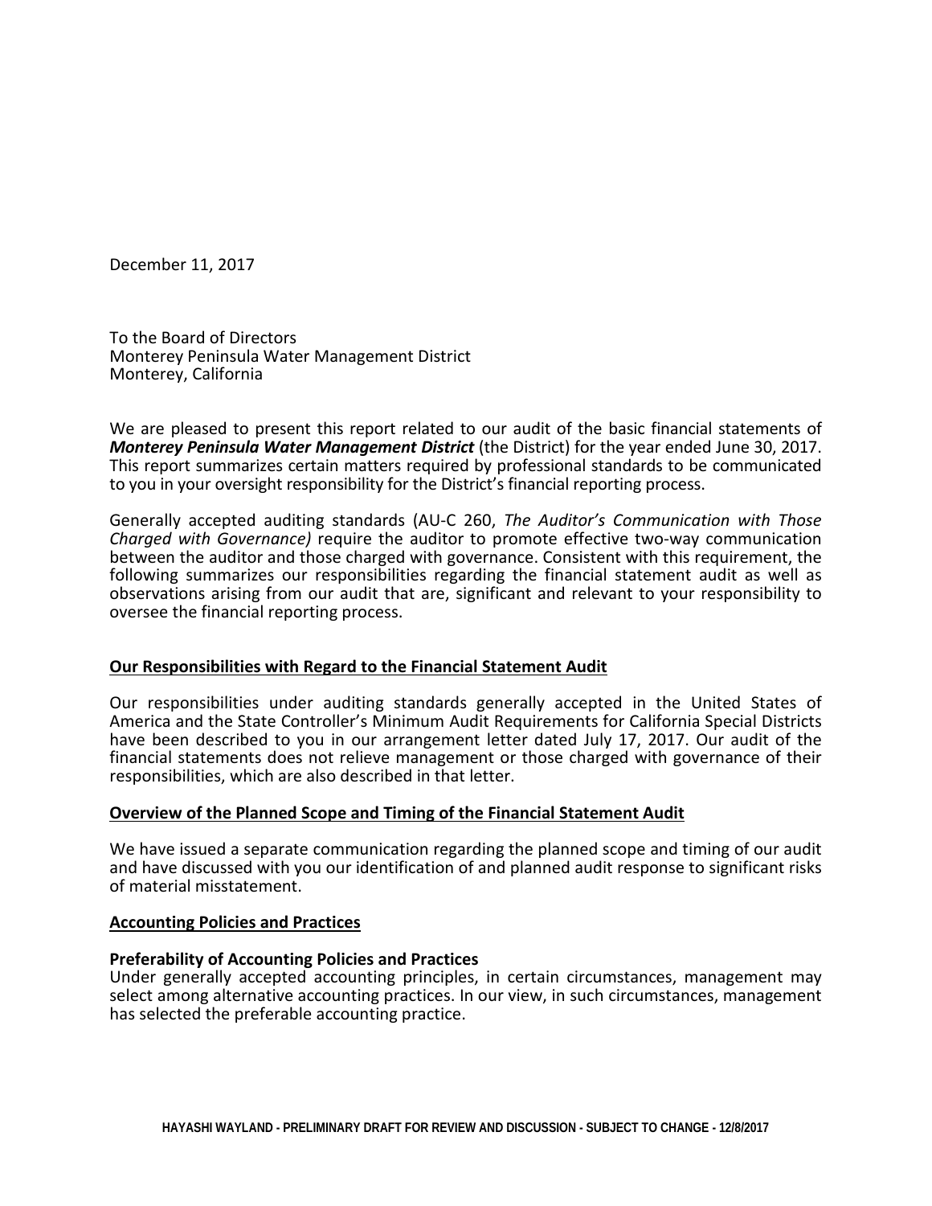December 11, 2017

To the Board of Directors
Monterey Peninsula Water Management District
Monterey, California

We are pleased to present this report related to our audit of the basic financial statements of ***Monterey Peninsula Water Management District*** (the District) for the year ended June 30, 2017. This report summarizes certain matters required by professional standards to be communicated to you in your oversight responsibility for the District's financial reporting process.

Generally accepted auditing standards (AU-C 260, *The Auditor's Communication with Those Charged with Governance)* require the auditor to promote effective two-way communication between the auditor and those charged with governance. Consistent with this requirement, the following summarizes our responsibilities regarding the financial statement audit as well as observations arising from our audit that are, significant and relevant to your responsibility to oversee the financial reporting process.

## Our Responsibilities with Regard to the Financial Statement Audit

Our responsibilities under auditing standards generally accepted in the United States of America and the State Controller's Minimum Audit Requirements for California Special Districts have been described to you in our arrangement letter dated July 17, 2017. Our audit of the financial statements does not relieve management or those charged with governance of their responsibilities, which are also described in that letter.

## Overview of the Planned Scope and Timing of the Financial Statement Audit

We have issued a separate communication regarding the planned scope and timing of our audit and have discussed with you our identification of and planned audit response to significant risks of material misstatement.

## Accounting Policies and Practices

### Preferability of Accounting Policies and Practices

Under generally accepted accounting principles, in certain circumstances, management may select among alternative accounting practices. In our view, in such circumstances, management has selected the preferable accounting practice.

HAYASHI WAYLAND - PRELIMINARY DRAFT FOR REVIEW AND DISCUSSION - SUBJECT TO CHANGE - 12/8/2017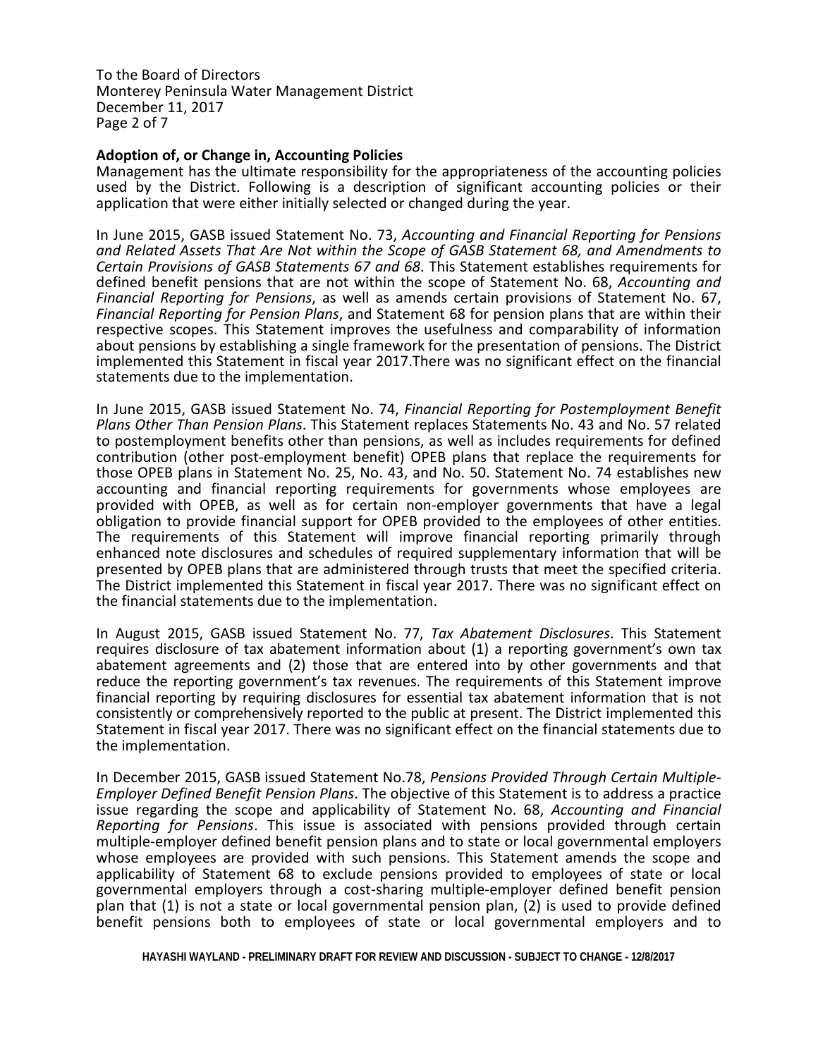To the Board of Directors
Monterey Peninsula Water Management District
December 11, 2017

**Adoption of, or Change in, Accounting Policies**

Management has the ultimate responsibility for the appropriateness of the accounting policies used by the District. Following is a description of significant accounting policies or their application that were either initially selected or changed during the year.

In June 2015, GASB issued Statement No. 73, *Accounting and Financial Reporting for Pensions and Related Assets That Are Not within the Scope of GASB Statement 68, and Amendments to Certain Provisions of GASB Statements 67 and 68*. This Statement establishes requirements for defined benefit pensions that are not within the scope of Statement No. 68, *Accounting and Financial Reporting for Pensions*, as well as amends certain provisions of Statement No. 67, *Financial Reporting for Pension Plans*, and Statement 68 for pension plans that are within their respective scopes. This Statement improves the usefulness and comparability of information about pensions by establishing a single framework for the presentation of pensions. The District implemented this Statement in fiscal year 2017.There was no significant effect on the financial statements due to the implementation.

In June 2015, GASB issued Statement No. 74, *Financial Reporting for Postemployment Benefit Plans Other Than Pension Plans*. This Statement replaces Statements No. 43 and No. 57 related to postemployment benefits other than pensions, as well as includes requirements for defined contribution (other post-employment benefit) OPEB plans that replace the requirements for those OPEB plans in Statement No. 25, No. 43, and No. 50. Statement No. 74 establishes new accounting and financial reporting requirements for governments whose employees are provided with OPEB, as well as for certain non-employer governments that have a legal obligation to provide financial support for OPEB provided to the employees of other entities. The requirements of this Statement will improve financial reporting primarily through enhanced note disclosures and schedules of required supplementary information that will be presented by OPEB plans that are administered through trusts that meet the specified criteria. The District implemented this Statement in fiscal year 2017. There was no significant effect on the financial statements due to the implementation.

In August 2015, GASB issued Statement No. 77, *Tax Abatement Disclosures*. This Statement requires disclosure of tax abatement information about (1) a reporting government's own tax abatement agreements and (2) those that are entered into by other governments and that reduce the reporting government's tax revenues. The requirements of this Statement improve financial reporting by requiring disclosures for essential tax abatement information that is not consistently or comprehensively reported to the public at present. The District implemented this Statement in fiscal year 2017. There was no significant effect on the financial statements due to the implementation.

In December 2015, GASB issued Statement No.78, *Pensions Provided Through Certain Multiple-Employer Defined Benefit Pension Plans*. The objective of this Statement is to address a practice issue regarding the scope and applicability of Statement No. 68, *Accounting and Financial Reporting for Pensions*. This issue is associated with pensions provided through certain multiple-employer defined benefit pension plans and to state or local governmental employers whose employees are provided with such pensions. This Statement amends the scope and applicability of Statement 68 to exclude pensions provided to employees of state or local governmental employers through a cost-sharing multiple-employer defined benefit pension plan that (1) is not a state or local governmental pension plan, (2) is used to provide defined benefit pensions both to employees of state or local governmental employers and to

HAYASHI WAYLAND - PRELIMINARY DRAFT FOR REVIEW AND DISCUSSION - SUBJECT TO CHANGE - 12/8/2017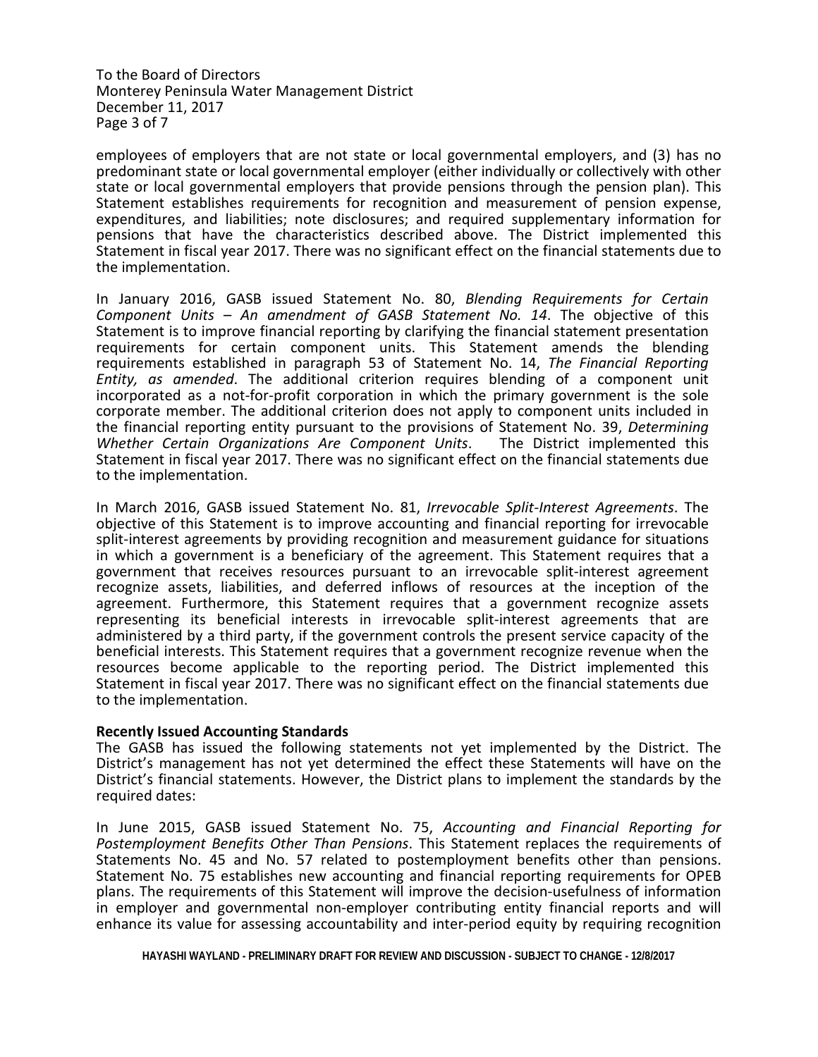employees of employers that are not state or local governmental employers, and (3) has no predominant state or local governmental employer (either individually or collectively with other state or local governmental employers that provide pensions through the pension plan). This Statement establishes requirements for recognition and measurement of pension expense, expenditures, and liabilities; note disclosures; and required supplementary information for pensions that have the characteristics described above. The District implemented this Statement in fiscal year 2017. There was no significant effect on the financial statements due to the implementation.

In January 2016, GASB issued Statement No. 80, *Blending Requirements for Certain Component Units – An amendment of GASB Statement No. 14*. The objective of this Statement is to improve financial reporting by clarifying the financial statement presentation requirements for certain component units. This Statement amends the blending requirements established in paragraph 53 of Statement No. 14, *The Financial Reporting Entity, as amended*. The additional criterion requires blending of a component unit incorporated as a not-for-profit corporation in which the primary government is the sole corporate member. The additional criterion does not apply to component units included in the financial reporting entity pursuant to the provisions of Statement No. 39, *Determining Whether Certain Organizations Are Component Units*. The District implemented this Statement in fiscal year 2017. There was no significant effect on the financial statements due to the implementation.

In March 2016, GASB issued Statement No. 81, *Irrevocable Split-Interest Agreements*. The objective of this Statement is to improve accounting and financial reporting for irrevocable split-interest agreements by providing recognition and measurement guidance for situations in which a government is a beneficiary of the agreement. This Statement requires that a government that receives resources pursuant to an irrevocable split-interest agreement recognize assets, liabilities, and deferred inflows of resources at the inception of the agreement. Furthermore, this Statement requires that a government recognize assets representing its beneficial interests in irrevocable split-interest agreements that are administered by a third party, if the government controls the present service capacity of the beneficial interests. This Statement requires that a government recognize revenue when the resources become applicable to the reporting period. The District implemented this Statement in fiscal year 2017. There was no significant effect on the financial statements due to the implementation.

**Recently Issued Accounting Standards**

The GASB has issued the following statements not yet implemented by the District. The District's management has not yet determined the effect these Statements will have on the District's financial statements. However, the District plans to implement the standards by the required dates:

In June 2015, GASB issued Statement No. 75, *Accounting and Financial Reporting for Postemployment Benefits Other Than Pensions*. This Statement replaces the requirements of Statements No. 45 and No. 57 related to postemployment benefits other than pensions. Statement No. 75 establishes new accounting and financial reporting requirements for OPEB plans. The requirements of this Statement will improve the decision-usefulness of information in employer and governmental non-employer contributing entity financial reports and will enhance its value for assessing accountability and inter-period equity by requiring recognition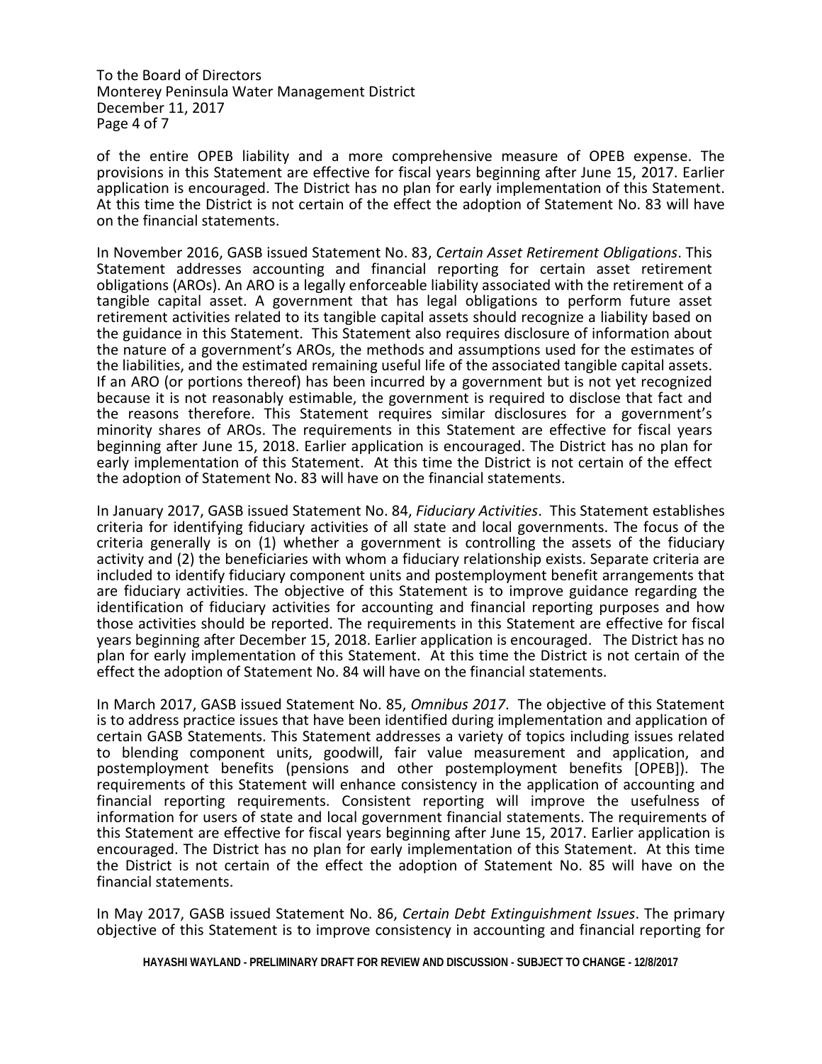of the entire OPEB liability and a more comprehensive measure of OPEB expense. The provisions in this Statement are effective for fiscal years beginning after June 15, 2017. Earlier application is encouraged. The District has no plan for early implementation of this Statement. At this time the District is not certain of the effect the adoption of Statement No. 83 will have on the financial statements.

In November 2016, GASB issued Statement No. 83, *Certain Asset Retirement Obligations*. This Statement addresses accounting and financial reporting for certain asset retirement obligations (AROs). An ARO is a legally enforceable liability associated with the retirement of a tangible capital asset. A government that has legal obligations to perform future asset retirement activities related to its tangible capital assets should recognize a liability based on the guidance in this Statement. This Statement also requires disclosure of information about the nature of a government's AROs, the methods and assumptions used for the estimates of the liabilities, and the estimated remaining useful life of the associated tangible capital assets. If an ARO (or portions thereof) has been incurred by a government but is not yet recognized because it is not reasonably estimable, the government is required to disclose that fact and the reasons therefore. This Statement requires similar disclosures for a government's minority shares of AROs. The requirements in this Statement are effective for fiscal years beginning after June 15, 2018. Earlier application is encouraged. The District has no plan for early implementation of this Statement. At this time the District is not certain of the effect the adoption of Statement No. 83 will have on the financial statements.

In January 2017, GASB issued Statement No. 84, *Fiduciary Activities*. This Statement establishes criteria for identifying fiduciary activities of all state and local governments. The focus of the criteria generally is on (1) whether a government is controlling the assets of the fiduciary activity and (2) the beneficiaries with whom a fiduciary relationship exists. Separate criteria are included to identify fiduciary component units and postemployment benefit arrangements that are fiduciary activities. The objective of this Statement is to improve guidance regarding the identification of fiduciary activities for accounting and financial reporting purposes and how those activities should be reported. The requirements in this Statement are effective for fiscal years beginning after December 15, 2018. Earlier application is encouraged. The District has no plan for early implementation of this Statement. At this time the District is not certain of the effect the adoption of Statement No. 84 will have on the financial statements.

In March 2017, GASB issued Statement No. 85, *Omnibus 2017*. The objective of this Statement is to address practice issues that have been identified during implementation and application of certain GASB Statements. This Statement addresses a variety of topics including issues related to blending component units, goodwill, fair value measurement and application, and postemployment benefits (pensions and other postemployment benefits [OPEB]). The requirements of this Statement will enhance consistency in the application of accounting and financial reporting requirements. Consistent reporting will improve the usefulness of information for users of state and local government financial statements. The requirements of this Statement are effective for fiscal years beginning after June 15, 2017. Earlier application is encouraged. The District has no plan for early implementation of this Statement. At this time the District is not certain of the effect the adoption of Statement No. 85 will have on the financial statements.

In May 2017, GASB issued Statement No. 86, *Certain Debt Extinguishment Issues*. The primary objective of this Statement is to improve consistency in accounting and financial reporting for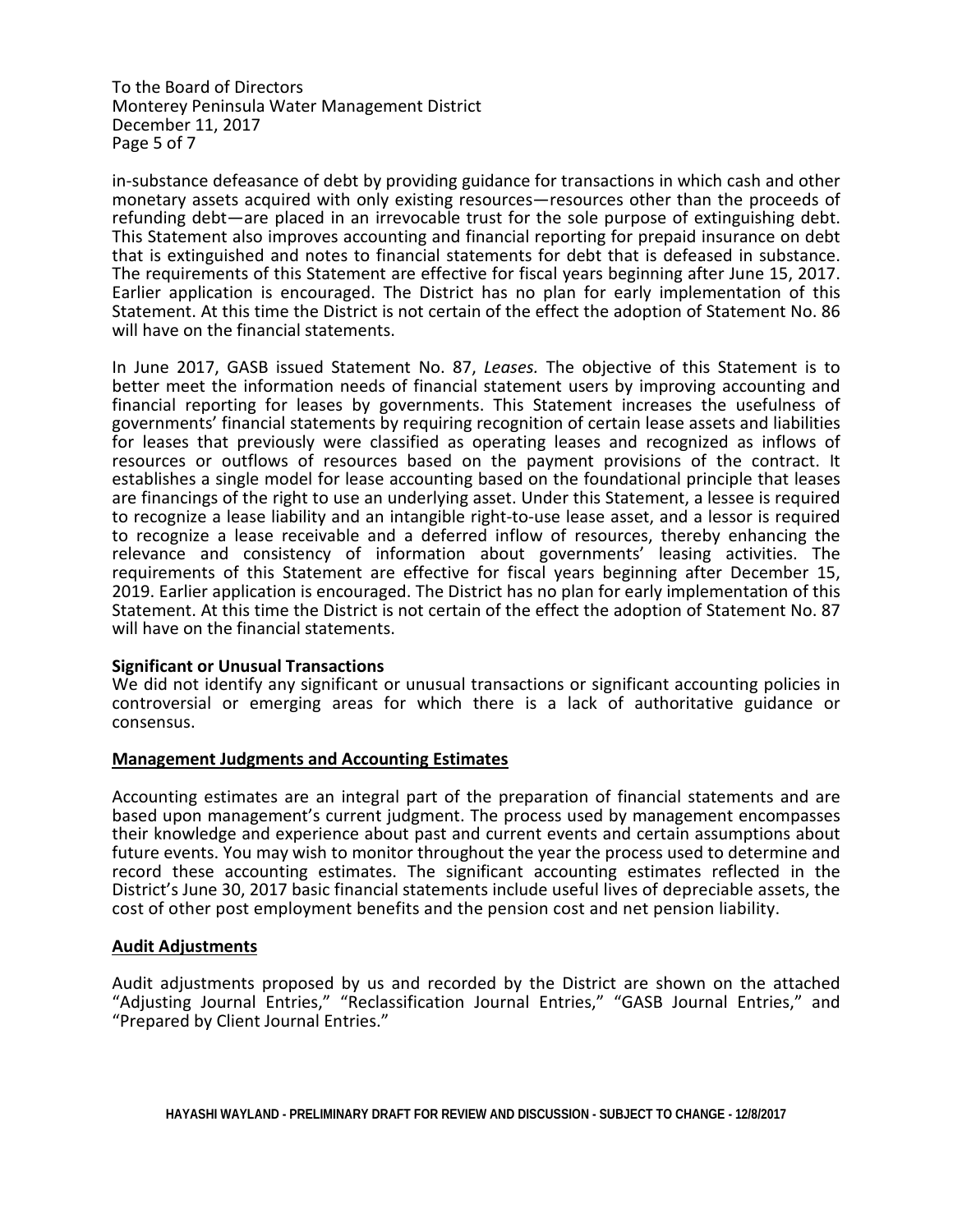in-substance defeasance of debt by providing guidance for transactions in which cash and other monetary assets acquired with only existing resources—resources other than the proceeds of refunding debt—are placed in an irrevocable trust for the sole purpose of extinguishing debt. This Statement also improves accounting and financial reporting for prepaid insurance on debt that is extinguished and notes to financial statements for debt that is defeased in substance. The requirements of this Statement are effective for fiscal years beginning after June 15, 2017. Earlier application is encouraged. The District has no plan for early implementation of this Statement. At this time the District is not certain of the effect the adoption of Statement No. 86 will have on the financial statements.

In June 2017, GASB issued Statement No. 87, *Leases.* The objective of this Statement is to better meet the information needs of financial statement users by improving accounting and financial reporting for leases by governments. This Statement increases the usefulness of governments' financial statements by requiring recognition of certain lease assets and liabilities for leases that previously were classified as operating leases and recognized as inflows of resources or outflows of resources based on the payment provisions of the contract. It establishes a single model for lease accounting based on the foundational principle that leases are financings of the right to use an underlying asset. Under this Statement, a lessee is required to recognize a lease liability and an intangible right-to-use lease asset, and a lessor is required to recognize a lease receivable and a deferred inflow of resources, thereby enhancing the relevance and consistency of information about governments' leasing activities. The requirements of this Statement are effective for fiscal years beginning after December 15, 2019. Earlier application is encouraged. The District has no plan for early implementation of this Statement. At this time the District is not certain of the effect the adoption of Statement No. 87 will have on the financial statements.

**Significant or Unusual Transactions**

We did not identify any significant or unusual transactions or significant accounting policies in controversial or emerging areas for which there is a lack of authoritative guidance or consensus.

## Management Judgments and Accounting Estimates

Accounting estimates are an integral part of the preparation of financial statements and are based upon management's current judgment. The process used by management encompasses their knowledge and experience about past and current events and certain assumptions about future events. You may wish to monitor throughout the year the process used to determine and record these accounting estimates. The significant accounting estimates reflected in the District's June 30, 2017 basic financial statements include useful lives of depreciable assets, the cost of other post employment benefits and the pension cost and net pension liability.

## Audit Adjustments

Audit adjustments proposed by us and recorded by the District are shown on the attached "Adjusting Journal Entries," "Reclassification Journal Entries," "GASB Journal Entries," and "Prepared by Client Journal Entries."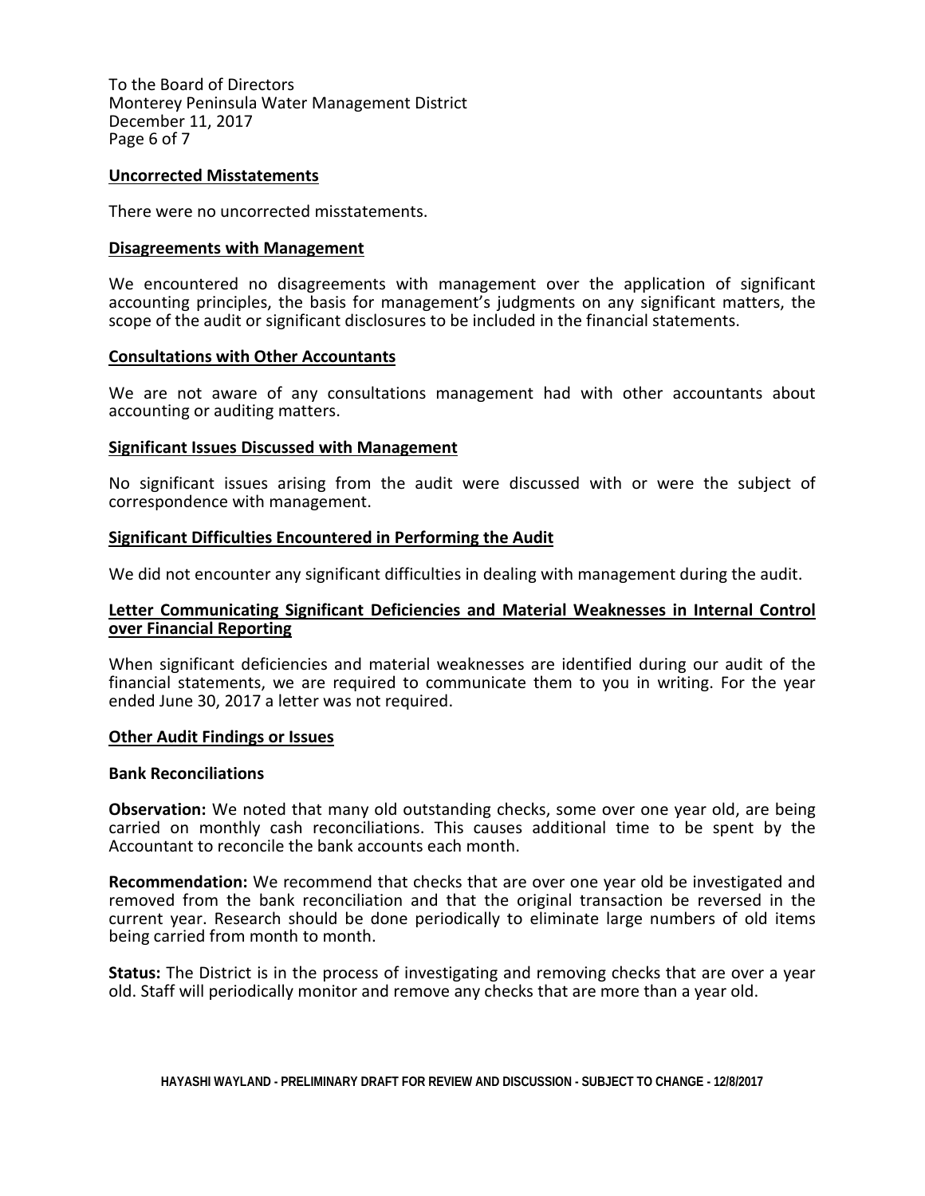To the Board of Directors
Monterey Peninsula Water Management District
December 11, 2017

**Uncorrected Misstatements**

There were no uncorrected misstatements.

**Disagreements with Management**

We encountered no disagreements with management over the application of significant accounting principles, the basis for management's judgments on any significant matters, the scope of the audit or significant disclosures to be included in the financial statements.

**Consultations with Other Accountants**

We are not aware of any consultations management had with other accountants about accounting or auditing matters.

**Significant Issues Discussed with Management**

No significant issues arising from the audit were discussed with or were the subject of correspondence with management.

**Significant Difficulties Encountered in Performing the Audit**

We did not encounter any significant difficulties in dealing with management during the audit.

**Letter Communicating Significant Deficiencies and Material Weaknesses in Internal Control over Financial Reporting**

When significant deficiencies and material weaknesses are identified during our audit of the financial statements, we are required to communicate them to you in writing. For the year ended June 30, 2017 a letter was not required.

**Other Audit Findings or Issues**

**Bank Reconciliations**

**Observation:** We noted that many old outstanding checks, some over one year old, are being carried on monthly cash reconciliations. This causes additional time to be spent by the Accountant to reconcile the bank accounts each month.

**Recommendation:** We recommend that checks that are over one year old be investigated and removed from the bank reconciliation and that the original transaction be reversed in the current year. Research should be done periodically to eliminate large numbers of old items being carried from month to month.

**Status:** The District is in the process of investigating and removing checks that are over a year old. Staff will periodically monitor and remove any checks that are more than a year old.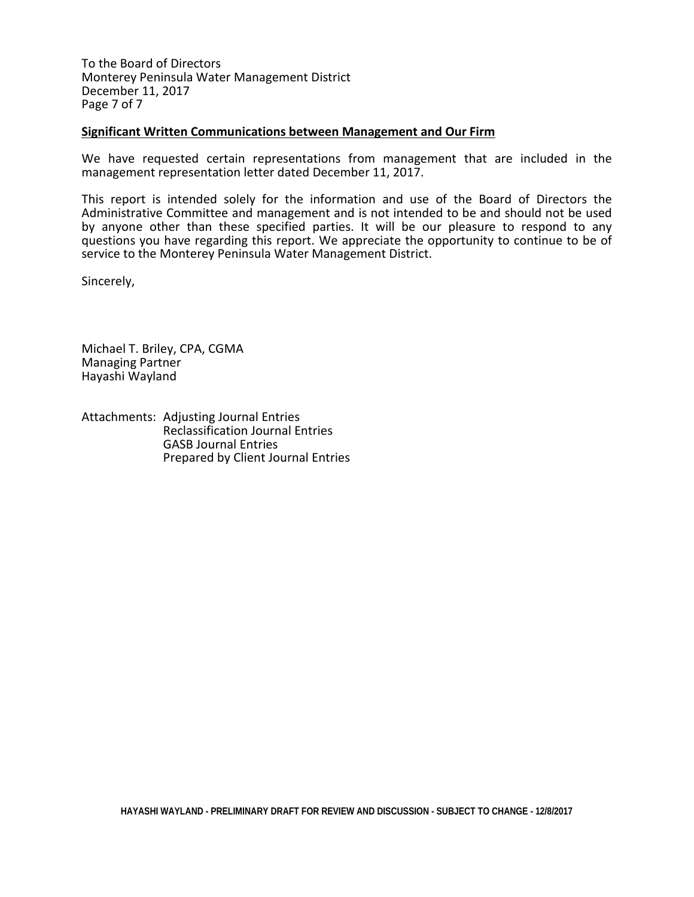To the Board of Directors
Monterey Peninsula Water Management District
December 11, 2017

**Significant Written Communications between Management and Our Firm**

We have requested certain representations from management that are included in the management representation letter dated December 11, 2017.

This report is intended solely for the information and use of the Board of Directors the Administrative Committee and management and is not intended to be and should not be used by anyone other than these specified parties. It will be our pleasure to respond to any questions you have regarding this report. We appreciate the opportunity to continue to be of service to the Monterey Peninsula Water Management District.

Sincerely,

Michael T. Briley, CPA, CGMA
Managing Partner
Hayashi Wayland

Attachments: Adjusting Journal Entries
Reclassification Journal Entries
GASB Journal Entries
Prepared by Client Journal Entries

HAYASHI WAYLAND - PRELIMINARY DRAFT FOR REVIEW AND DISCUSSION - SUBJECT TO CHANGE - 12/8/2017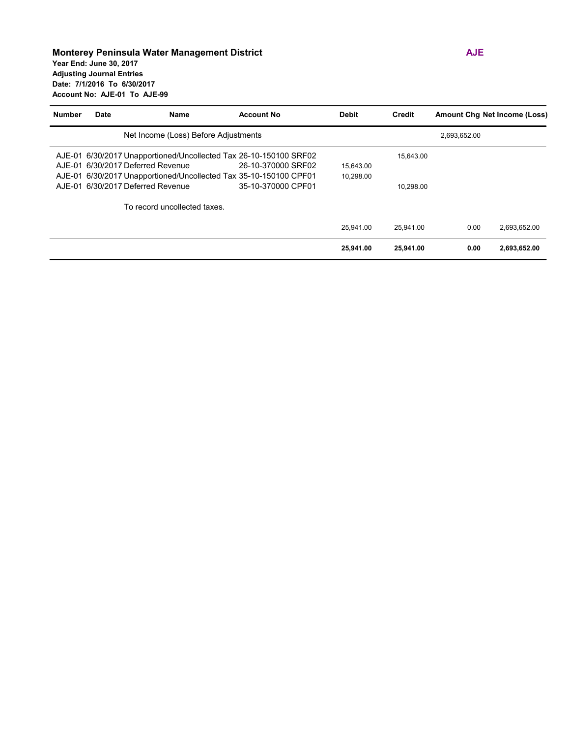**Monterey Peninsula Water Management District**

**Year End: June 30, 2017**

**Adjusting Journal Entries**

**Date: 7/1/2016 To 6/30/2017**

**Account No: AJE-01 To AJE-99**

**AJE**

| Number | Date | Name | Account No | Debit | Credit | Amount Chg | Net Income (Loss) |
|---|---|---|---|---|---|---|---|
| | | Net Income (Loss) Before Adjustments | | | | 2,693,652.00 | |
| AJE-01 | 6/30/2017 | Unapportioned/Uncollected Tax | 26-10-150100 SRF02 | | 15,643.00 | | |
| AJE-01 | 6/30/2017 | Deferred Revenue | 26-10-370000 SRF02 | 15,643.00 | | | |
| AJE-01 | 6/30/2017 | Unapportioned/Uncollected Tax | 35-10-150100 CPF01 | 10,298.00 | | | |
| AJE-01 | 6/30/2017 | Deferred Revenue | 35-10-370000 CPF01 | | 10,298.00 | | |
| | | To record uncollected taxes. | | | | | |
| | | | | 25,941.00 | 25,941.00 | 0.00 | 2,693,652.00 |
| | | | | **25,941.00** | **25,941.00** | **0.00** | **2,693,652.00** |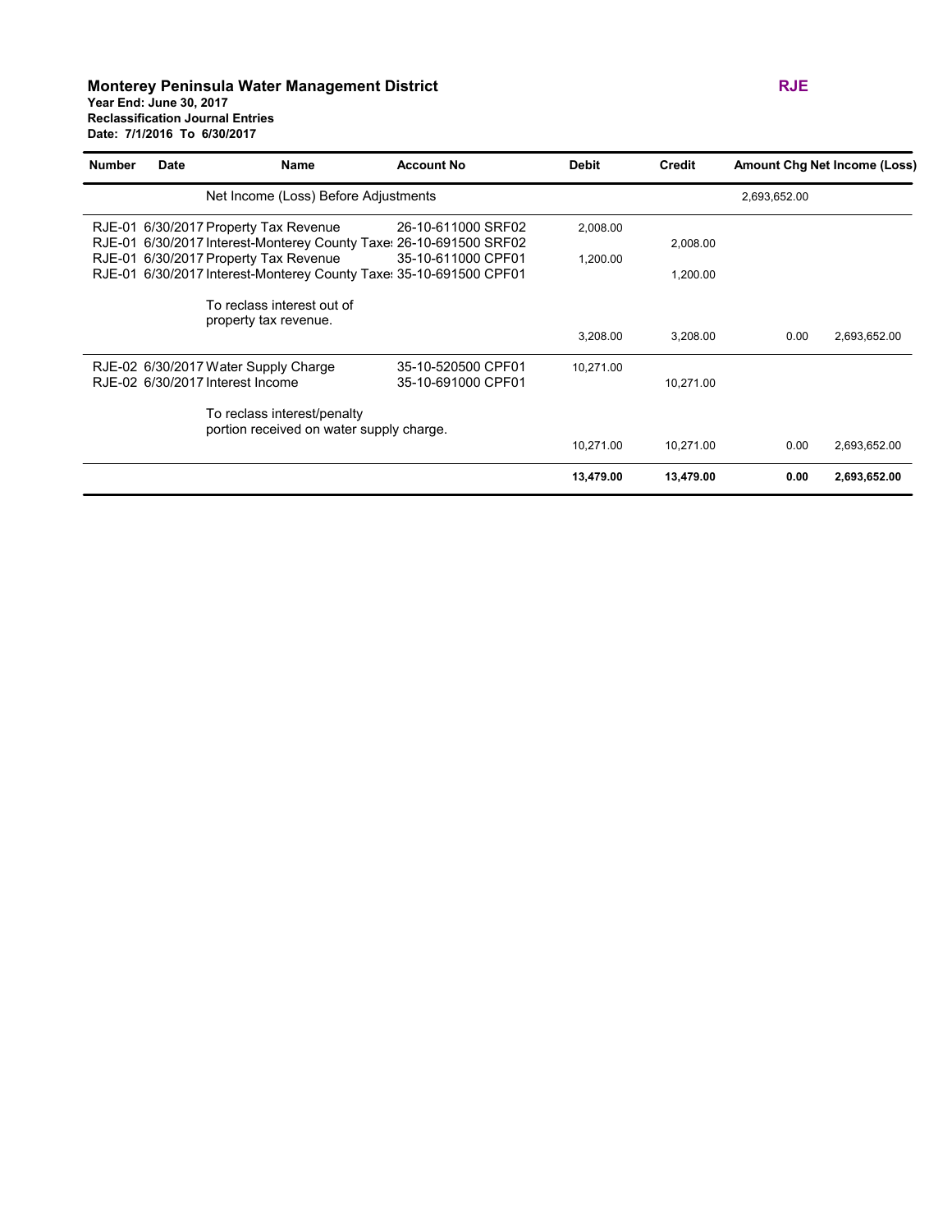**Monterey Peninsula Water Management District**
**Year End: June 30, 2017**
**Reclassification Journal Entries**
**Date: 7/1/2016 To 6/30/2017**

**RJE**

| Number | Date | Name | Account No | Debit | Credit | Amount Chg | Net Income (Loss) |
|---|---|---|---|---|---|---|---|
| | | Net Income (Loss) Before Adjustments | | | | 2,693,652.00 | |
| RJE-01 | 6/30/2017 | Property Tax Revenue | 26-10-611000 SRF02 | 2,008.00 | | | |
| RJE-01 | 6/30/2017 | Interest-Monterey County Taxe: | 26-10-691500 SRF02 | | 2,008.00 | | |
| RJE-01 | 6/30/2017 | Property Tax Revenue | 35-10-611000 CPF01 | 1,200.00 | | | |
| RJE-01 | 6/30/2017 | Interest-Monterey County Taxe: | 35-10-691500 CPF01 | | 1,200.00 | | |
| | | To reclass interest out of property tax revenue. | | | | | |
| | | | | 3,208.00 | 3,208.00 | 0.00 | 2,693,652.00 |
| RJE-02 | 6/30/2017 | Water Supply Charge | 35-10-520500 CPF01 | 10,271.00 | | | |
| RJE-02 | 6/30/2017 | Interest Income | 35-10-691000 CPF01 | | 10,271.00 | | |
| | | To reclass interest/penalty portion received on water supply charge. | | | | | |
| | | | | 10,271.00 | 10,271.00 | 0.00 | 2,693,652.00 |
| | | | | **13,479.00** | **13,479.00** | **0.00** | **2,693,652.00** |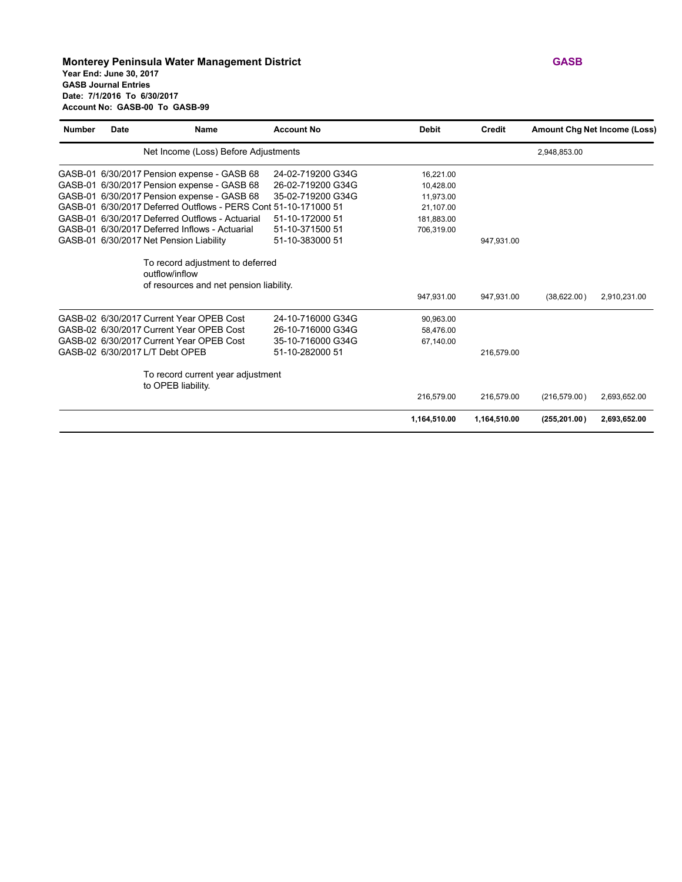**Monterey Peninsula Water Management District**
**Year End: June 30, 2017**
**GASB Journal Entries**
**Date: 7/1/2016 To 6/30/2017**
**Account No: GASB-00 To GASB-99**

**GASB**

| Number | Date | Name | Account No | Debit | Credit | Amount Chg | Net Income (Loss) |
|---|---|---|---|---|---|---|---|
| | | Net Income (Loss) Before Adjustments | | | | 2,948,853.00 | |
| GASB-01 | 6/30/2017 | Pension expense - GASB 68 | 24-02-719200 G34G | 16,221.00 | | | |
| GASB-01 | 6/30/2017 | Pension expense - GASB 68 | 26-02-719200 G34G | 10,428.00 | | | |
| GASB-01 | 6/30/2017 | Pension expense - GASB 68 | 35-02-719200 G34G | 11,973.00 | | | |
| GASB-01 | 6/30/2017 | Deferred Outflows - PERS Cont | 51-10-171000 51 | 21,107.00 | | | |
| GASB-01 | 6/30/2017 | Deferred Outflows - Actuarial | 51-10-172000 51 | 181,883.00 | | | |
| GASB-01 | 6/30/2017 | Deferred Inflows - Actuarial | 51-10-371500 51 | 706,319.00 | | | |
| GASB-01 | 6/30/2017 | Net Pension Liability | 51-10-383000 51 | | 947,931.00 | | |
| | | To record adjustment to deferred outflow/inflow of resources and net pension liability. | | | | | |
| | | | | 947,931.00 | 947,931.00 | (38,622.00) | 2,910,231.00 |
| GASB-02 | 6/30/2017 | Current Year OPEB Cost | 24-10-716000 G34G | 90,963.00 | | | |
| GASB-02 | 6/30/2017 | Current Year OPEB Cost | 26-10-716000 G34G | 58,476.00 | | | |
| GASB-02 | 6/30/2017 | Current Year OPEB Cost | 35-10-716000 G34G | 67,140.00 | | | |
| GASB-02 | 6/30/2017 | L/T Debt OPEB | 51-10-282000 51 | | 216,579.00 | | |
| | | To record current year adjustment to OPEB liability. | | | | | |
| | | | | 216,579.00 | 216,579.00 | (216,579.00) | 2,693,652.00 |
| | | | | **1,164,510.00** | **1,164,510.00** | **(255,201.00)** | **2,693,652.00** |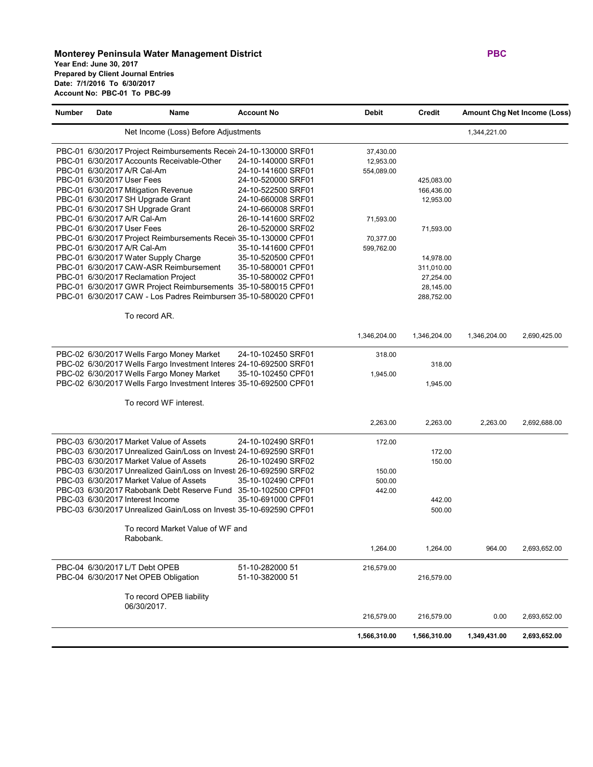**Monterey Peninsula Water Management District**
**Year End: June 30, 2017**
**Prepared by Client Journal Entries**
**Date: 7/1/2016 To 6/30/2017**
**Account No: PBC-01 To PBC-99**

**PBC**

| Number | Date | Name | Account No | Debit | Credit | Amount Chg | Net Income (Loss) |
|---|---|---|---|---|---|---|---|
| | | Net Income (Loss) Before Adjustments | | | | 1,344,221.00 | |
| PBC-01 | 6/30/2017 | Project Reimbursements Recei | 24-10-130000 SRF01 | 37,430.00 | | | |
| PBC-01 | 6/30/2017 | Accounts Receivable-Other | 24-10-140000 SRF01 | 12,953.00 | | | |
| PBC-01 | 6/30/2017 | A/R Cal-Am | 24-10-141600 SRF01 | 554,089.00 | | | |
| PBC-01 | 6/30/2017 | User Fees | 24-10-520000 SRF01 | | 425,083.00 | | |
| PBC-01 | 6/30/2017 | Mitigation Revenue | 24-10-522500 SRF01 | | 166,436.00 | | |
| PBC-01 | 6/30/2017 | SH Upgrade Grant | 24-10-660008 SRF01 | | 12,953.00 | | |
| PBC-01 | 6/30/2017 | SH Upgrade Grant | 24-10-660008 SRF01 | | | | |
| PBC-01 | 6/30/2017 | A/R Cal-Am | 26-10-141600 SRF02 | 71,593.00 | | | |
| PBC-01 | 6/30/2017 | User Fees | 26-10-520000 SRF02 | | 71,593.00 | | |
| PBC-01 | 6/30/2017 | Project Reimbursements Recei | 35-10-130000 CPF01 | 70,377.00 | | | |
| PBC-01 | 6/30/2017 | A/R Cal-Am | 35-10-141600 CPF01 | 599,762.00 | | | |
| PBC-01 | 6/30/2017 | Water Supply Charge | 35-10-520500 CPF01 | | 14,978.00 | | |
| PBC-01 | 6/30/2017 | CAW-ASR Reimbursement | 35-10-580001 CPF01 | | 311,010.00 | | |
| PBC-01 | 6/30/2017 | Reclamation Project | 35-10-580002 CPF01 | | 27,254.00 | | |
| PBC-01 | 6/30/2017 | GWR Project Reimbursements | 35-10-580015 CPF01 | | 28,145.00 | | |
| PBC-01 | 6/30/2017 | CAW - Los Padres Reimbursen | 35-10-580020 CPF01 | | 288,752.00 | | |
| | | To record AR. | | | | | |
| | | | | 1,346,204.00 | 1,346,204.00 | 1,346,204.00 | 2,690,425.00 |
| PBC-02 | 6/30/2017 | Wells Fargo Money Market | 24-10-102450 SRF01 | 318.00 | | | |
| PBC-02 | 6/30/2017 | Wells Fargo Investment Interes | 24-10-692500 SRF01 | | 318.00 | | |
| PBC-02 | 6/30/2017 | Wells Fargo Money Market | 35-10-102450 CPF01 | 1,945.00 | | | |
| PBC-02 | 6/30/2017 | Wells Fargo Investment Interes | 35-10-692500 CPF01 | | 1,945.00 | | |
| | | To record WF interest. | | | | | |
| | | | | 2,263.00 | 2,263.00 | 2,263.00 | 2,692,688.00 |
| PBC-03 | 6/30/2017 | Market Value of Assets | 24-10-102490 SRF01 | 172.00 | | | |
| PBC-03 | 6/30/2017 | Unrealized Gain/Loss on Invest | 24-10-692590 SRF01 | | 172.00 | | |
| PBC-03 | 6/30/2017 | Market Value of Assets | 26-10-102490 SRF02 | | 150.00 | | |
| PBC-03 | 6/30/2017 | Unrealized Gain/Loss on Invest | 26-10-692590 SRF02 | 150.00 | | | |
| PBC-03 | 6/30/2017 | Market Value of Assets | 35-10-102490 CPF01 | 500.00 | | | |
| PBC-03 | 6/30/2017 | Rabobank Debt Reserve Fund | 35-10-102500 CPF01 | 442.00 | | | |
| PBC-03 | 6/30/2017 | Interest Income | 35-10-691000 CPF01 | | 442.00 | | |
| PBC-03 | 6/30/2017 | Unrealized Gain/Loss on Invest | 35-10-692590 CPF01 | | 500.00 | | |
| | | To record Market Value of WF and Rabobank. | | | | | |
| | | | | 1,264.00 | 1,264.00 | 964.00 | 2,693,652.00 |
| PBC-04 | 6/30/2017 | L/T Debt OPEB | 51-10-282000 51 | 216,579.00 | | | |
| PBC-04 | 6/30/2017 | Net OPEB Obligation | 51-10-382000 51 | | 216,579.00 | | |
| | | To record OPEB liability 06/30/2017. | | | | | |
| | | | | 216,579.00 | 216,579.00 | 0.00 | 2,693,652.00 |
| | | | | **1,566,310.00** | **1,566,310.00** | **1,349,431.00** | **2,693,652.00** |